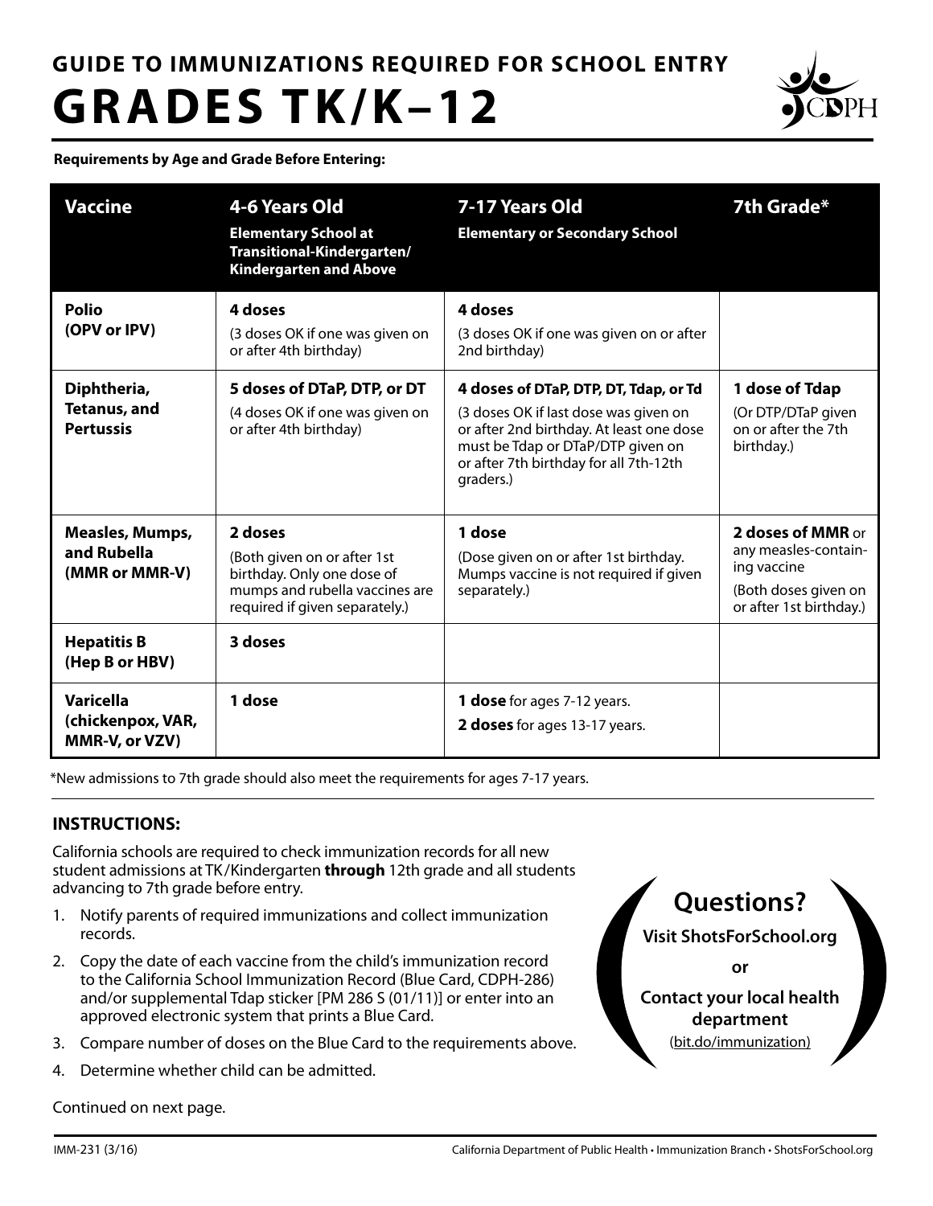# GUIDE TO IMMUNIZATIONS REQUIRED FOR SCHOOL ENTRY

# GRADES TK/K–12

**Requirements by Age and Grade Before Entering:**

| Vaccine | 4-6 Years Old<br>Elementary School at Transitional-Kindergarten/ Kindergarten and Above | 7-17 Years Old<br>Elementary or Secondary School | 7th Grade* |
|---|---|---|---|
| **Polio (OPV or IPV)** | **4 doses**<br>(3 doses OK if one was given on or after 4th birthday) | **4 doses**<br>(3 doses OK if one was given on or after 2nd birthday) | |
| **Diphtheria, Tetanus, and Pertussis** | **5 doses of DTaP, DTP, or DT**<br>(4 doses OK if one was given on or after 4th birthday) | **4 doses of DTaP, DTP, DT, Tdap, or Td**<br>(3 doses OK if last dose was given on or after 2nd birthday. At least one dose must be Tdap or DTaP/DTP given on or after 7th birthday for all 7th-12th graders.) | **1 dose of Tdap**<br>(Or DTP/DTaP given on or after the 7th birthday.) |
| **Measles, Mumps, and Rubella (MMR or MMR-V)** | **2 doses**<br>(Both given on or after 1st birthday. Only one dose of mumps and rubella vaccines are required if given separately.) | **1 dose**<br>(Dose given on or after 1st birthday. Mumps vaccine is not required if given separately.) | **2 doses of MMR** or any measles-containing vaccine<br>(Both doses given on or after 1st birthday.) |
| **Hepatitis B (Hep B or HBV)** | **3 doses** | | |
| **Varicella (chickenpox, VAR, MMR-V, or VZV)** | **1 dose** | **1 dose** for ages 7-12 years.<br>**2 doses** for ages 13-17 years. | |

*New admissions to 7th grade should also meet the requirements for ages 7-17 years.

## INSTRUCTIONS:

California schools are required to check immunization records for all new student admissions at TK/Kindergarten **through** 12th grade and all students advancing to 7th grade before entry.

1. Notify parents of required immunizations and collect immunization records.
2. Copy the date of each vaccine from the child's immunization record to the California School Immunization Record (Blue Card, CDPH-286) and/or supplemental Tdap sticker [PM 286 S (01/11)] or enter into an approved electronic system that prints a Blue Card.
3. Compare number of doses on the Blue Card to the requirements above.
4. Determine whether child can be admitted.

**Questions?**

**Visit ShotsForSchool.org**

**or**

**Contact your local health department**

(bit.do/immunization)

Continued on next page.

IMM-231 (3/16) California Department of Public Health • Immunization Branch • ShotsForSchool.org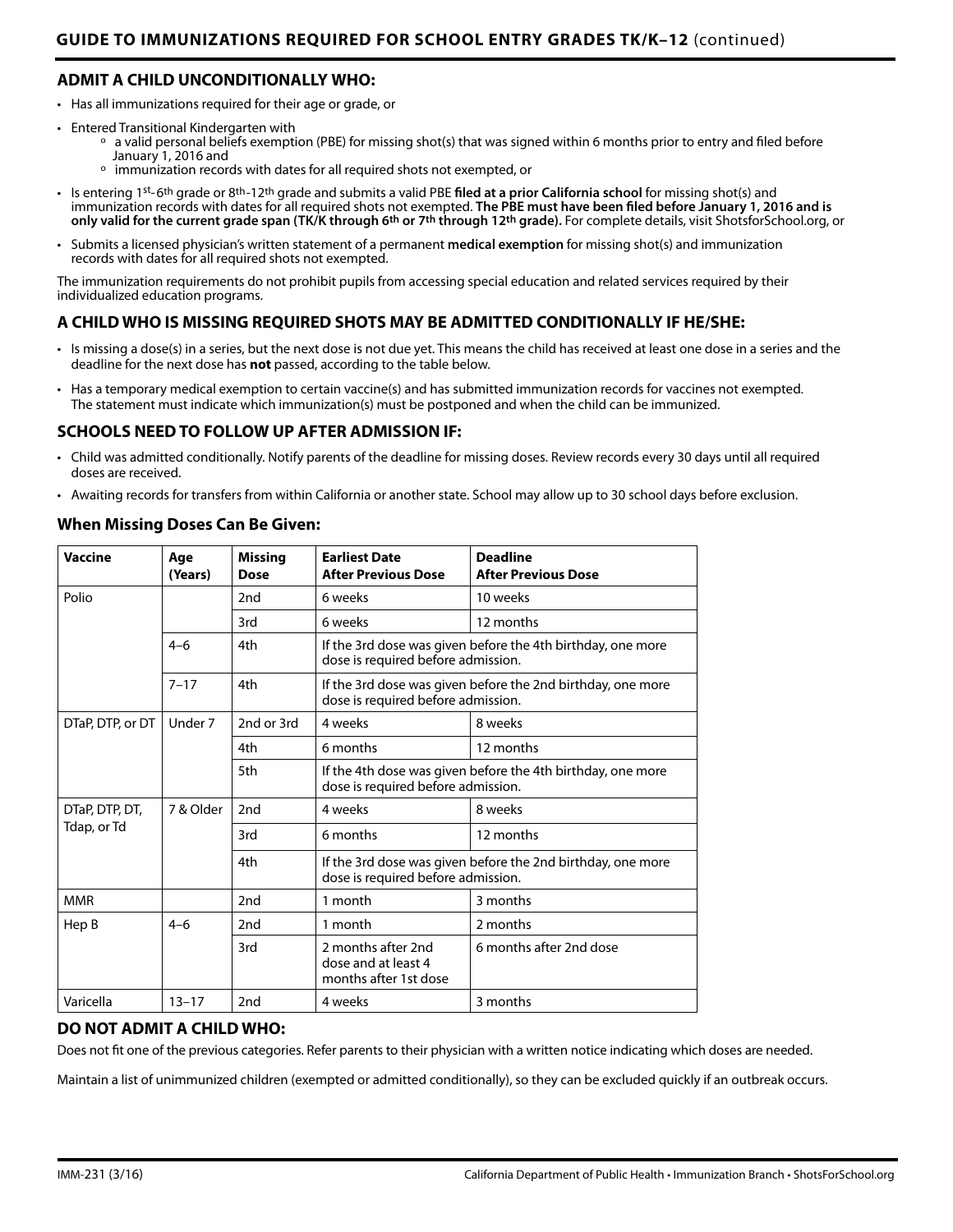## GUIDE TO IMMUNIZATIONS REQUIRED FOR SCHOOL ENTRY GRADES TK/K–12 (continued)

### ADMIT A CHILD UNCONDITIONALLY WHO:

- Has all immunizations required for their age or grade, or
- Entered Transitional Kindergarten with
  - a valid personal beliefs exemption (PBE) for missing shot(s) that was signed within 6 months prior to entry and filed before January 1, 2016 and
  - immunization records with dates for all required shots not exempted, or
- Is entering 1st-6th grade or 8th-12th grade and submits a valid PBE **filed at a prior California school** for missing shot(s) and immunization records with dates for all required shots not exempted. **The PBE must have been filed before January 1, 2016 and is only valid for the current grade span (TK/K through 6th or 7th through 12th grade).** For complete details, visit ShotsforSchool.org, or
- Submits a licensed physician's written statement of a permanent **medical exemption** for missing shot(s) and immunization records with dates for all required shots not exempted.

The immunization requirements do not prohibit pupils from accessing special education and related services required by their individualized education programs.

### A CHILD WHO IS MISSING REQUIRED SHOTS MAY BE ADMITTED CONDITIONALLY IF HE/SHE:

- Is missing a dose(s) in a series, but the next dose is not due yet. This means the child has received at least one dose in a series and the deadline for the next dose has **not** passed, according to the table below.
- Has a temporary medical exemption to certain vaccine(s) and has submitted immunization records for vaccines not exempted. The statement must indicate which immunization(s) must be postponed and when the child can be immunized.

### SCHOOLS NEED TO FOLLOW UP AFTER ADMISSION IF:

- Child was admitted conditionally. Notify parents of the deadline for missing doses. Review records every 30 days until all required doses are received.
- Awaiting records for transfers from within California or another state. School may allow up to 30 school days before exclusion.

### When Missing Doses Can Be Given:

| Vaccine | Age (Years) | Missing Dose | Earliest Date After Previous Dose | Deadline After Previous Dose |
|---|---|---|---|---|
| Polio | | 2nd | 6 weeks | 10 weeks |
| | | 3rd | 6 weeks | 12 months |
| | 4–6 | 4th | If the 3rd dose was given before the 4th birthday, one more dose is required before admission. | |
| | 7–17 | 4th | If the 3rd dose was given before the 2nd birthday, one more dose is required before admission. | |
| DTaP, DTP, or DT | Under 7 | 2nd or 3rd | 4 weeks | 8 weeks |
| | | 4th | 6 months | 12 months |
| | | 5th | If the 4th dose was given before the 4th birthday, one more dose is required before admission. | |
| DTaP, DTP, DT, Tdap, or Td | 7 & Older | 2nd | 4 weeks | 8 weeks |
| | | 3rd | 6 months | 12 months |
| | | 4th | If the 3rd dose was given before the 2nd birthday, one more dose is required before admission. | |
| MMR | | 2nd | 1 month | 3 months |
| Hep B | 4–6 | 2nd | 1 month | 2 months |
| | | 3rd | 2 months after 2nd dose and at least 4 months after 1st dose | 6 months after 2nd dose |
| Varicella | 13–17 | 2nd | 4 weeks | 3 months |

### DO NOT ADMIT A CHILD WHO:

Does not fit one of the previous categories. Refer parents to their physician with a written notice indicating which doses are needed.

Maintain a list of unimmunized children (exempted or admitted conditionally), so they can be excluded quickly if an outbreak occurs.

IMM-231 (3/16) California Department of Public Health • Immunization Branch • ShotsForSchool.org